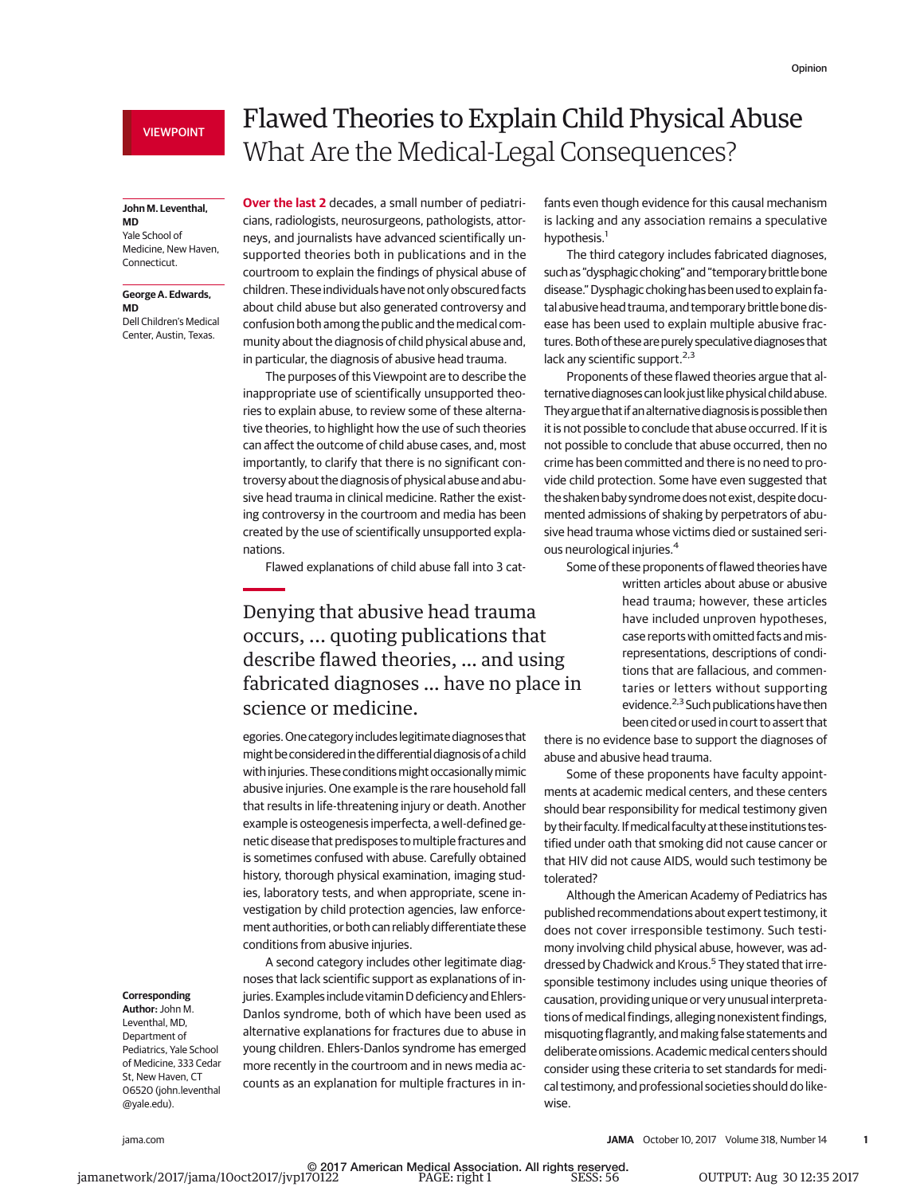VIEWPOINT

# Flawed Theories to Explain Child Physical Abuse
## What Are the Medical-Legal Consequences?

**John M. Leventhal, MD**
Yale School of Medicine, New Haven, Connecticut.

**George A. Edwards, MD**
Dell Children's Medical Center, Austin, Texas.

**Corresponding Author:** John M. Leventhal, MD, Department of Pediatrics, Yale School of Medicine, 333 Cedar St, New Haven, CT 06520 (john.leventhal@yale.edu).

**Over the last 2** decades, a small number of pediatricians, radiologists, neurosurgeons, pathologists, attorneys, and journalists have advanced scientifically unsupported theories both in publications and in the courtroom to explain the findings of physical abuse of children. These individuals have not only obscured facts about child abuse but also generated controversy and confusion both among the public and the medical community about the diagnosis of child physical abuse and, in particular, the diagnosis of abusive head trauma.

The purposes of this Viewpoint are to describe the inappropriate use of scientifically unsupported theories to explain abuse, to review some of these alternative theories, to highlight how the use of such theories can affect the outcome of child abuse cases, and, most importantly, to clarify that there is no significant controversy about the diagnosis of physical abuse and abusive head trauma in clinical medicine. Rather the existing controversy in the courtroom and media has been created by the use of scientifically unsupported explanations.

Flawed explanations of child abuse fall into 3 categories. One category includes legitimate diagnoses that might be considered in the differential diagnosis of a child with injuries. These conditions might occasionally mimic abusive injuries. One example is the rare household fall that results in life-threatening injury or death. Another example is osteogenesis imperfecta, a well-defined genetic disease that predisposes to multiple fractures and is sometimes confused with abuse. Carefully obtained history, thorough physical examination, imaging studies, laboratory tests, and when appropriate, scene investigation by child protection agencies, law enforcement authorities, or both can reliably differentiate these conditions from abusive injuries.

> Denying that abusive head trauma occurs, ... quoting publications that describe flawed theories, ... and using fabricated diagnoses ... have no place in science or medicine.

A second category includes other legitimate diagnoses that lack scientific support as explanations of injuries. Examples include vitamin D deficiency and Ehlers-Danlos syndrome, both of which have been used as alternative explanations for fractures due to abuse in young children. Ehlers-Danlos syndrome has emerged more recently in the courtroom and in news media accounts as an explanation for multiple fractures in infants even though evidence for this causal mechanism is lacking and any association remains a speculative hypothesis.[1]

The third category includes fabricated diagnoses, such as "dysphagic choking" and "temporary brittle bone disease." Dysphagic choking has been used to explain fatal abusive head trauma, and temporary brittle bone disease has been used to explain multiple abusive fractures. Both of these are purely speculative diagnoses that lack any scientific support.[2,3]

Proponents of these flawed theories argue that alternative diagnoses can look just like physical child abuse. They argue that if an alternative diagnosis is possible then it is not possible to conclude that abuse occurred. If it is not possible to conclude that abuse occurred, then no crime has been committed and there is no need to provide child protection. Some have even suggested that the shaken baby syndrome does not exist, despite documented admissions of shaking by perpetrators of abusive head trauma whose victims died or sustained serious neurological injuries.[4]

Some of these proponents of flawed theories have written articles about abuse or abusive head trauma; however, these articles have included unproven hypotheses, case reports with omitted facts and misrepresentations, descriptions of conditions that are fallacious, and commentaries or letters without supporting evidence.[2,3] Such publications have then been cited or used in court to assert that there is no evidence base to support the diagnoses of abuse and abusive head trauma.

Some of these proponents have faculty appointments at academic medical centers, and these centers should bear responsibility for medical testimony given by their faculty. If medical faculty at these institutions testified under oath that smoking did not cause cancer or that HIV did not cause AIDS, would such testimony be tolerated?

Although the American Academy of Pediatrics has published recommendations about expert testimony, it does not cover irresponsible testimony. Such testimony involving child physical abuse, however, was addressed by Chadwick and Krous.[5] They stated that irresponsible testimony includes using unique theories of causation, providing unique or very unusual interpretations of medical findings, alleging nonexistent findings, misquoting flagrantly, and making false statements and deliberate omissions. Academic medical centers should consider using these criteria to set standards for medical testimony, and professional societies should do likewise.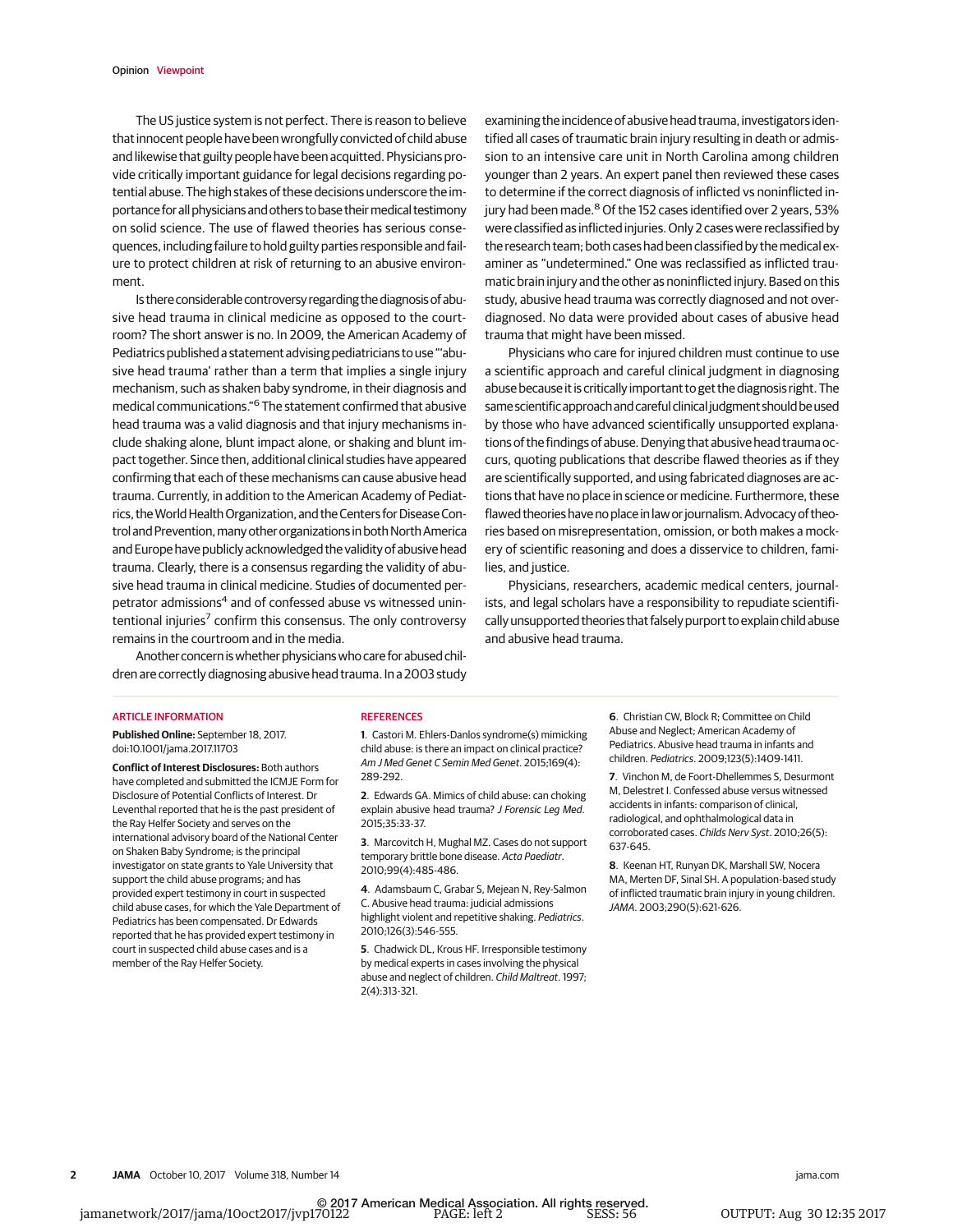The US justice system is not perfect. There is reason to believe that innocent people have been wrongfully convicted of child abuse and likewise that guilty people have been acquitted. Physicians provide critically important guidance for legal decisions regarding potential abuse. The high stakes of these decisions underscore the importance for all physicians and others to base their medical testimony on solid science. The use of flawed theories has serious consequences, including failure to hold guilty parties responsible and failure to protect children at risk of returning to an abusive environment.

Is there considerable controversy regarding the diagnosis of abusive head trauma in clinical medicine as opposed to the courtroom? The short answer is no. In 2009, the American Academy of Pediatrics published a statement advising pediatricians to use "'abusive head trauma' rather than a term that implies a single injury mechanism, such as shaken baby syndrome, in their diagnosis and medical communications."[6] The statement confirmed that abusive head trauma was a valid diagnosis and that injury mechanisms include shaking alone, blunt impact alone, or shaking and blunt impact together. Since then, additional clinical studies have appeared confirming that each of these mechanisms can cause abusive head trauma. Currently, in addition to the American Academy of Pediatrics, the World Health Organization, and the Centers for Disease Control and Prevention, many other organizations in both North America and Europe have publicly acknowledged the validity of abusive head trauma. Clearly, there is a consensus regarding the validity of abusive head trauma in clinical medicine. Studies of documented perpetrator admissions[4] and of confessed abuse vs witnessed unintentional injuries[7] confirm this consensus. The only controversy remains in the courtroom and in the media.

Another concern is whether physicians who care for abused children are correctly diagnosing abusive head trauma. In a 2003 study examining the incidence of abusive head trauma, investigators identified all cases of traumatic brain injury resulting in death or admission to an intensive care unit in North Carolina among children younger than 2 years. An expert panel then reviewed these cases to determine if the correct diagnosis of inflicted vs noninflicted injury had been made.[8] Of the 152 cases identified over 2 years, 53% were classified as inflicted injuries. Only 2 cases were reclassified by the research team; both cases had been classified by the medical examiner as "undetermined." One was reclassified as inflicted traumatic brain injury and the other as noninflicted injury. Based on this study, abusive head trauma was correctly diagnosed and not overdiagnosed. No data were provided about cases of abusive head trauma that might have been missed.

Physicians who care for injured children must continue to use a scientific approach and careful clinical judgment in diagnosing abuse because it is critically important to get the diagnosis right. The same scientific approach and careful clinical judgment should be used by those who have advanced scientifically unsupported explanations of the findings of abuse. Denying that abusive head trauma occurs, quoting publications that describe flawed theories as if they are scientifically supported, and using fabricated diagnoses are actions that have no place in science or medicine. Furthermore, these flawed theories have no place in law or journalism. Advocacy of theories based on misrepresentation, omission, or both makes a mockery of scientific reasoning and does a disservice to children, families, and justice.

Physicians, researchers, academic medical centers, journalists, and legal scholars have a responsibility to repudiate scientifically unsupported theories that falsely purport to explain child abuse and abusive head trauma.

## ARTICLE INFORMATION

**Published Online:** September 18, 2017. doi:10.1001/jama.2017.11703

**Conflict of Interest Disclosures:** Both authors have completed and submitted the ICMJE Form for Disclosure of Potential Conflicts of Interest. Dr Leventhal reported that he is the past president of the Ray Helfer Society and serves on the international advisory board of the National Center on Shaken Baby Syndrome; is the principal investigator on state grants to Yale University that support the child abuse programs; and has provided expert testimony in court in suspected child abuse cases, for which the Yale Department of Pediatrics has been compensated. Dr Edwards reported that he has provided expert testimony in court in suspected child abuse cases and is a member of the Ray Helfer Society.

## REFERENCES

1. Castori M. Ehlers-Danlos syndrome(s) mimicking child abuse: is there an impact on clinical practice? *Am J Med Genet C Semin Med Genet*. 2015;169(4):289-292.

2. Edwards GA. Mimics of child abuse: can choking explain abusive head trauma? *J Forensic Leg Med*. 2015;35:33-37.

3. Marcovitch H, Mughal MZ. Cases do not support temporary brittle bone disease. *Acta Paediatr*. 2010;99(4):485-486.

4. Adamsbaum C, Grabar S, Mejean N, Rey-Salmon C. Abusive head trauma: judicial admissions highlight violent and repetitive shaking. *Pediatrics*. 2010;126(3):546-555.

5. Chadwick DL, Krous HF. Irresponsible testimony by medical experts in cases involving the physical abuse and neglect of children. *Child Maltreat*. 1997;2(4):313-321.

6. Christian CW, Block R; Committee on Child Abuse and Neglect; American Academy of Pediatrics. Abusive head trauma in infants and children. *Pediatrics*. 2009;123(5):1409-1411.

7. Vinchon M, de Foort-Dhellemmes S, Desurmont M, Delestret I. Confessed abuse versus witnessed accidents in infants: comparison of clinical, radiological, and ophthalmological data in corroborated cases. *Childs Nerv Syst*. 2010;26(5):637-645.

8. Keenan HT, Runyan DK, Marshall SW, Nocera MA, Merten DF, Sinal SH. A population-based study of inflicted traumatic brain injury in young children. *JAMA*. 2003;290(5):621-626.